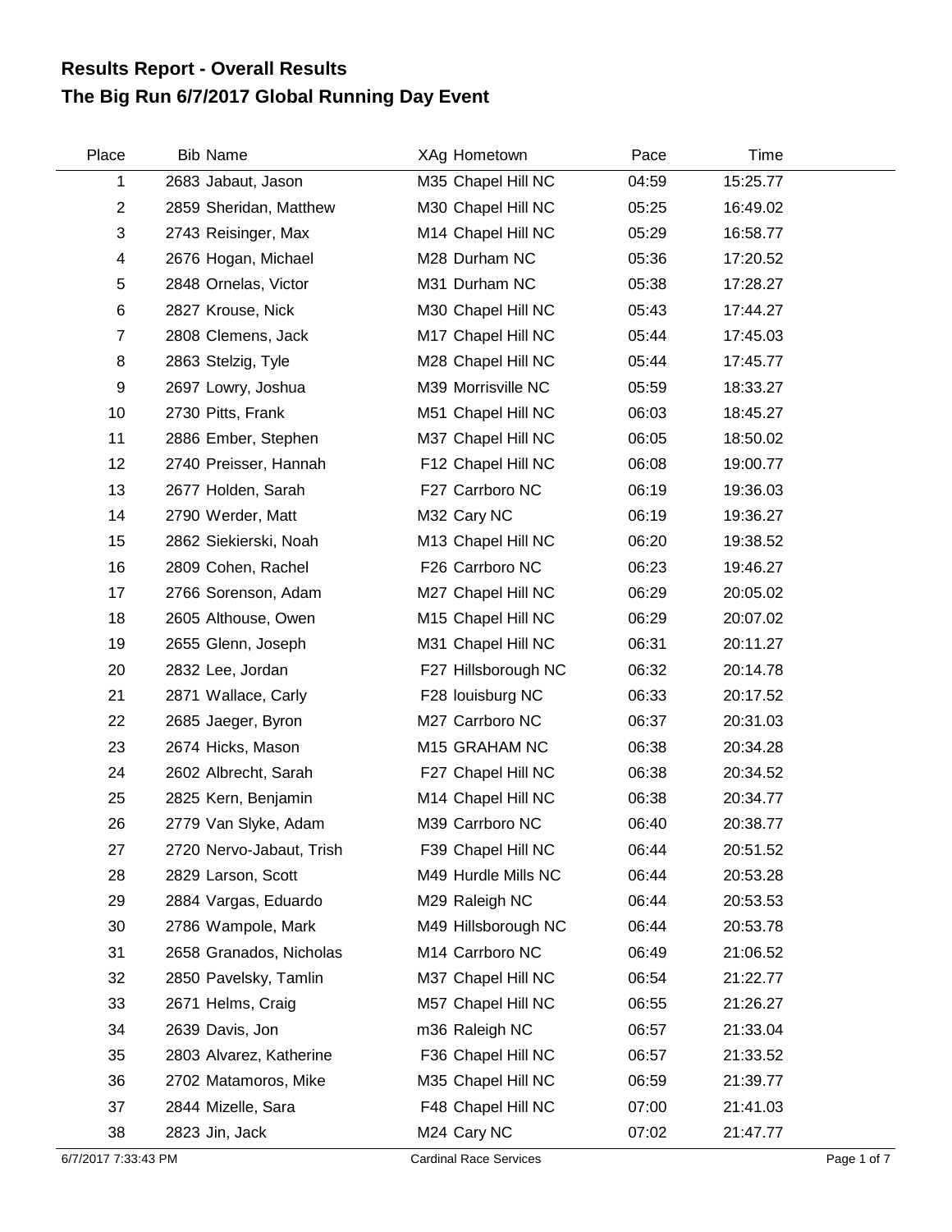# Results Report - Overall Results

## The Big Run 6/7/2017 Global Running Day Event

| Place | Bib | Name | XAg | Hometown | Pace | Time |
|---|---|---|---|---|---|---|
| 1 | 2683 | Jabaut, Jason | M35 | Chapel Hill NC | 04:59 | 15:25.77 |
| 2 | 2859 | Sheridan, Matthew | M30 | Chapel Hill NC | 05:25 | 16:49.02 |
| 3 | 2743 | Reisinger, Max | M14 | Chapel Hill NC | 05:29 | 16:58.77 |
| 4 | 2676 | Hogan, Michael | M28 | Durham NC | 05:36 | 17:20.52 |
| 5 | 2848 | Ornelas, Victor | M31 | Durham NC | 05:38 | 17:28.27 |
| 6 | 2827 | Krouse, Nick | M30 | Chapel Hill NC | 05:43 | 17:44.27 |
| 7 | 2808 | Clemens, Jack | M17 | Chapel Hill NC | 05:44 | 17:45.03 |
| 8 | 2863 | Stelzig, Tyle | M28 | Chapel Hill NC | 05:44 | 17:45.77 |
| 9 | 2697 | Lowry, Joshua | M39 | Morrisville NC | 05:59 | 18:33.27 |
| 10 | 2730 | Pitts, Frank | M51 | Chapel Hill NC | 06:03 | 18:45.27 |
| 11 | 2886 | Ember, Stephen | M37 | Chapel Hill NC | 06:05 | 18:50.02 |
| 12 | 2740 | Preisser, Hannah | F12 | Chapel Hill NC | 06:08 | 19:00.77 |
| 13 | 2677 | Holden, Sarah | F27 | Carrboro NC | 06:19 | 19:36.03 |
| 14 | 2790 | Werder, Matt | M32 | Cary NC | 06:19 | 19:36.27 |
| 15 | 2862 | Siekierski, Noah | M13 | Chapel Hill NC | 06:20 | 19:38.52 |
| 16 | 2809 | Cohen, Rachel | F26 | Carrboro NC | 06:23 | 19:46.27 |
| 17 | 2766 | Sorenson, Adam | M27 | Chapel Hill NC | 06:29 | 20:05.02 |
| 18 | 2605 | Althouse, Owen | M15 | Chapel Hill NC | 06:29 | 20:07.02 |
| 19 | 2655 | Glenn, Joseph | M31 | Chapel Hill NC | 06:31 | 20:11.27 |
| 20 | 2832 | Lee, Jordan | F27 | Hillsborough NC | 06:32 | 20:14.78 |
| 21 | 2871 | Wallace, Carly | F28 | louisburg NC | 06:33 | 20:17.52 |
| 22 | 2685 | Jaeger, Byron | M27 | Carrboro NC | 06:37 | 20:31.03 |
| 23 | 2674 | Hicks, Mason | M15 | GRAHAM NC | 06:38 | 20:34.28 |
| 24 | 2602 | Albrecht, Sarah | F27 | Chapel Hill NC | 06:38 | 20:34.52 |
| 25 | 2825 | Kern, Benjamin | M14 | Chapel Hill NC | 06:38 | 20:34.77 |
| 26 | 2779 | Van Slyke, Adam | M39 | Carrboro NC | 06:40 | 20:38.77 |
| 27 | 2720 | Nervo-Jabaut, Trish | F39 | Chapel Hill NC | 06:44 | 20:51.52 |
| 28 | 2829 | Larson, Scott | M49 | Hurdle Mills NC | 06:44 | 20:53.28 |
| 29 | 2884 | Vargas, Eduardo | M29 | Raleigh NC | 06:44 | 20:53.53 |
| 30 | 2786 | Wampole, Mark | M49 | Hillsborough NC | 06:44 | 20:53.78 |
| 31 | 2658 | Granados, Nicholas | M14 | Carrboro NC | 06:49 | 21:06.52 |
| 32 | 2850 | Pavelsky, Tamlin | M37 | Chapel Hill NC | 06:54 | 21:22.77 |
| 33 | 2671 | Helms, Craig | M57 | Chapel Hill NC | 06:55 | 21:26.27 |
| 34 | 2639 | Davis, Jon | m36 | Raleigh NC | 06:57 | 21:33.04 |
| 35 | 2803 | Alvarez, Katherine | F36 | Chapel Hill NC | 06:57 | 21:33.52 |
| 36 | 2702 | Matamoros, Mike | M35 | Chapel Hill NC | 06:59 | 21:39.77 |
| 37 | 2844 | Mizelle, Sara | F48 | Chapel Hill NC | 07:00 | 21:41.03 |
| 38 | 2823 | Jin, Jack | M24 | Cary NC | 07:02 | 21:47.77 |

6/7/2017 7:33:43 PM — Cardinal Race Services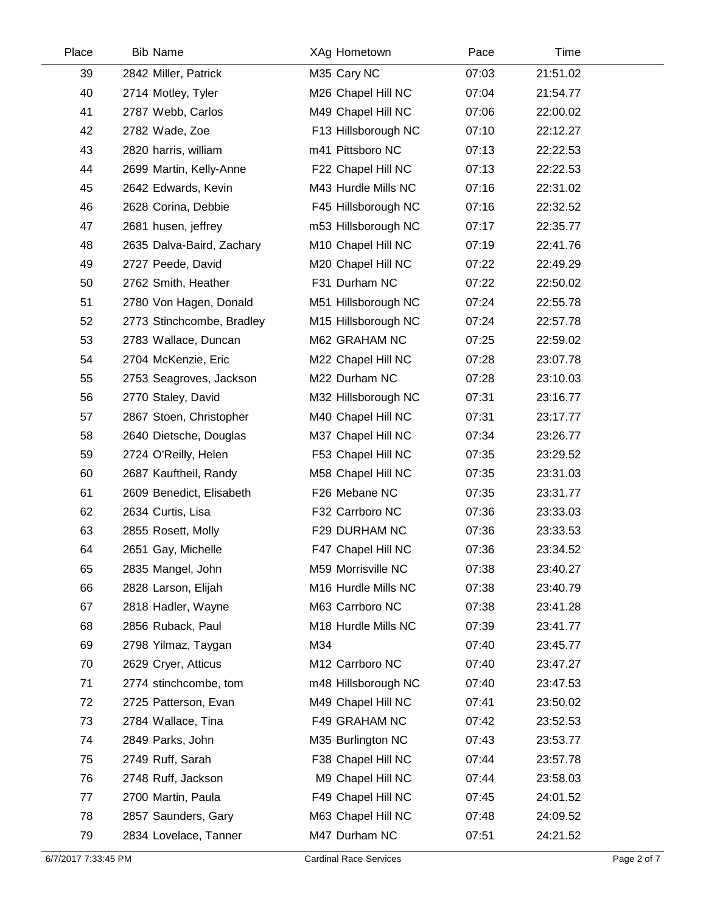| Place | Bib | Name | XAg | Hometown | Pace | Time |
|---|---|---|---|---|---|---|
| 39 | 2842 | Miller, Patrick | M35 | Cary NC | 07:03 | 21:51.02 |
| 40 | 2714 | Motley, Tyler | M26 | Chapel Hill NC | 07:04 | 21:54.77 |
| 41 | 2787 | Webb, Carlos | M49 | Chapel Hill NC | 07:06 | 22:00.02 |
| 42 | 2782 | Wade, Zoe | F13 | Hillsborough NC | 07:10 | 22:12.27 |
| 43 | 2820 | harris, william | m41 | Pittsboro NC | 07:13 | 22:22.53 |
| 44 | 2699 | Martin, Kelly-Anne | F22 | Chapel Hill NC | 07:13 | 22:22.53 |
| 45 | 2642 | Edwards, Kevin | M43 | Hurdle Mills NC | 07:16 | 22:31.02 |
| 46 | 2628 | Corina, Debbie | F45 | Hillsborough NC | 07:16 | 22:32.52 |
| 47 | 2681 | husen, jeffrey | m53 | Hillsborough NC | 07:17 | 22:35.77 |
| 48 | 2635 | Dalva-Baird, Zachary | M10 | Chapel Hill NC | 07:19 | 22:41.76 |
| 49 | 2727 | Peede, David | M20 | Chapel Hill NC | 07:22 | 22:49.29 |
| 50 | 2762 | Smith, Heather | F31 | Durham NC | 07:22 | 22:50.02 |
| 51 | 2780 | Von Hagen, Donald | M51 | Hillsborough NC | 07:24 | 22:55.78 |
| 52 | 2773 | Stinchcombe, Bradley | M15 | Hillsborough NC | 07:24 | 22:57.78 |
| 53 | 2783 | Wallace, Duncan | M62 | GRAHAM NC | 07:25 | 22:59.02 |
| 54 | 2704 | McKenzie, Eric | M22 | Chapel Hill NC | 07:28 | 23:07.78 |
| 55 | 2753 | Seagroves, Jackson | M22 | Durham NC | 07:28 | 23:10.03 |
| 56 | 2770 | Staley, David | M32 | Hillsborough NC | 07:31 | 23:16.77 |
| 57 | 2867 | Stoen, Christopher | M40 | Chapel Hill NC | 07:31 | 23:17.77 |
| 58 | 2640 | Dietsche, Douglas | M37 | Chapel Hill NC | 07:34 | 23:26.77 |
| 59 | 2724 | O'Reilly, Helen | F53 | Chapel Hill NC | 07:35 | 23:29.52 |
| 60 | 2687 | Kauftheil, Randy | M58 | Chapel Hill NC | 07:35 | 23:31.03 |
| 61 | 2609 | Benedict, Elisabeth | F26 | Mebane NC | 07:35 | 23:31.77 |
| 62 | 2634 | Curtis, Lisa | F32 | Carrboro NC | 07:36 | 23:33.03 |
| 63 | 2855 | Rosett, Molly | F29 | DURHAM NC | 07:36 | 23:33.53 |
| 64 | 2651 | Gay, Michelle | F47 | Chapel Hill NC | 07:36 | 23:34.52 |
| 65 | 2835 | Mangel, John | M59 | Morrisville NC | 07:38 | 23:40.27 |
| 66 | 2828 | Larson, Elijah | M16 | Hurdle Mills NC | 07:38 | 23:40.79 |
| 67 | 2818 | Hadler, Wayne | M63 | Carrboro NC | 07:38 | 23:41.28 |
| 68 | 2856 | Ruback, Paul | M18 | Hurdle Mills NC | 07:39 | 23:41.77 |
| 69 | 2798 | Yilmaz, Taygan | M34 | | 07:40 | 23:45.77 |
| 70 | 2629 | Cryer, Atticus | M12 | Carrboro NC | 07:40 | 23:47.27 |
| 71 | 2774 | stinchcombe, tom | m48 | Hillsborough NC | 07:40 | 23:47.53 |
| 72 | 2725 | Patterson, Evan | M49 | Chapel Hill NC | 07:41 | 23:50.02 |
| 73 | 2784 | Wallace, Tina | F49 | GRAHAM NC | 07:42 | 23:52.53 |
| 74 | 2849 | Parks, John | M35 | Burlington NC | 07:43 | 23:53.77 |
| 75 | 2749 | Ruff, Sarah | F38 | Chapel Hill NC | 07:44 | 23:57.78 |
| 76 | 2748 | Ruff, Jackson | M9 | Chapel Hill NC | 07:44 | 23:58.03 |
| 77 | 2700 | Martin, Paula | F49 | Chapel Hill NC | 07:45 | 24:01.52 |
| 78 | 2857 | Saunders, Gary | M63 | Chapel Hill NC | 07:48 | 24:09.52 |
| 79 | 2834 | Lovelace, Tanner | M47 | Durham NC | 07:51 | 24:21.52 |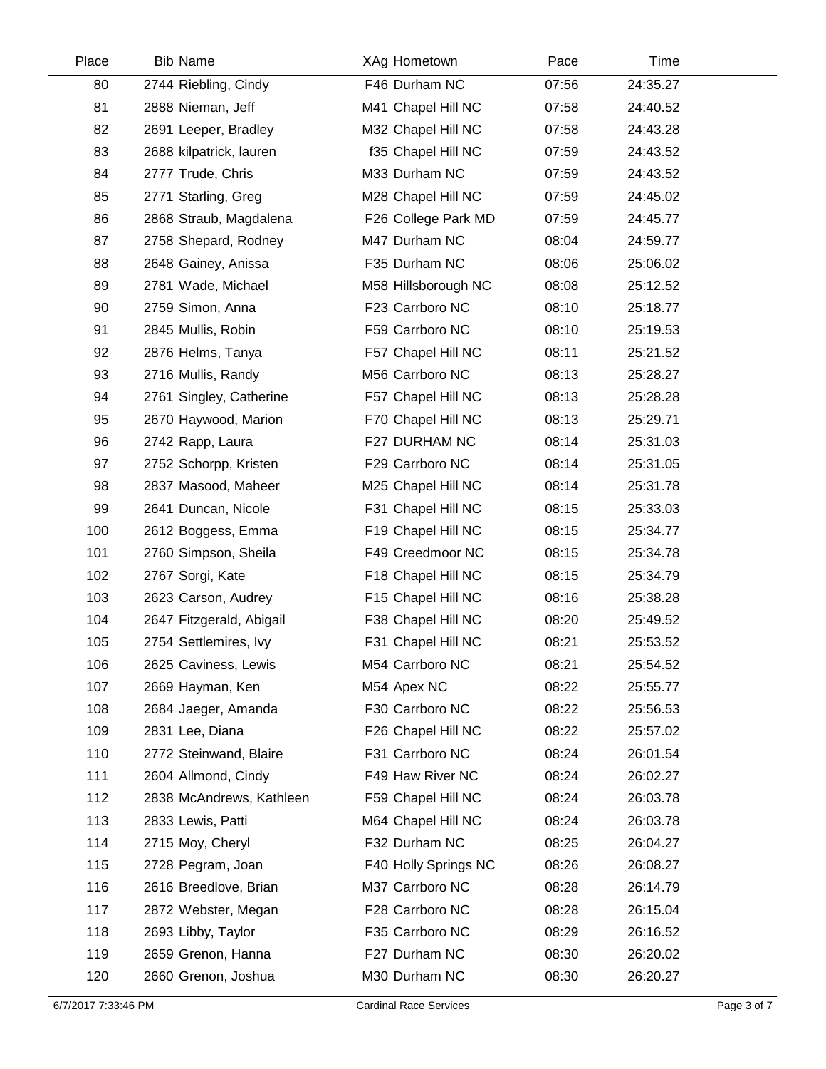| Place | Bib | Name | XAg | Hometown | Pace | Time |
|---|---|---|---|---|---|---|
| 80 | 2744 | Riebling, Cindy | F46 | Durham NC | 07:56 | 24:35.27 |
| 81 | 2888 | Nieman, Jeff | M41 | Chapel Hill NC | 07:58 | 24:40.52 |
| 82 | 2691 | Leeper, Bradley | M32 | Chapel Hill NC | 07:58 | 24:43.28 |
| 83 | 2688 | kilpatrick, lauren | f35 | Chapel Hill NC | 07:59 | 24:43.52 |
| 84 | 2777 | Trude, Chris | M33 | Durham NC | 07:59 | 24:43.52 |
| 85 | 2771 | Starling, Greg | M28 | Chapel Hill NC | 07:59 | 24:45.02 |
| 86 | 2868 | Straub, Magdalena | F26 | College Park MD | 07:59 | 24:45.77 |
| 87 | 2758 | Shepard, Rodney | M47 | Durham NC | 08:04 | 24:59.77 |
| 88 | 2648 | Gainey, Anissa | F35 | Durham NC | 08:06 | 25:06.02 |
| 89 | 2781 | Wade, Michael | M58 | Hillsborough NC | 08:08 | 25:12.52 |
| 90 | 2759 | Simon, Anna | F23 | Carrboro NC | 08:10 | 25:18.77 |
| 91 | 2845 | Mullis, Robin | F59 | Carrboro NC | 08:10 | 25:19.53 |
| 92 | 2876 | Helms, Tanya | F57 | Chapel Hill NC | 08:11 | 25:21.52 |
| 93 | 2716 | Mullis, Randy | M56 | Carrboro NC | 08:13 | 25:28.27 |
| 94 | 2761 | Singley, Catherine | F57 | Chapel Hill NC | 08:13 | 25:28.28 |
| 95 | 2670 | Haywood, Marion | F70 | Chapel Hill NC | 08:13 | 25:29.71 |
| 96 | 2742 | Rapp, Laura | F27 | DURHAM NC | 08:14 | 25:31.03 |
| 97 | 2752 | Schorpp, Kristen | F29 | Carrboro NC | 08:14 | 25:31.05 |
| 98 | 2837 | Masood, Maheer | M25 | Chapel Hill NC | 08:14 | 25:31.78 |
| 99 | 2641 | Duncan, Nicole | F31 | Chapel Hill NC | 08:15 | 25:33.03 |
| 100 | 2612 | Boggess, Emma | F19 | Chapel Hill NC | 08:15 | 25:34.77 |
| 101 | 2760 | Simpson, Sheila | F49 | Creedmoor NC | 08:15 | 25:34.78 |
| 102 | 2767 | Sorgi, Kate | F18 | Chapel Hill NC | 08:15 | 25:34.79 |
| 103 | 2623 | Carson, Audrey | F15 | Chapel Hill NC | 08:16 | 25:38.28 |
| 104 | 2647 | Fitzgerald, Abigail | F38 | Chapel Hill NC | 08:20 | 25:49.52 |
| 105 | 2754 | Settlemires, Ivy | F31 | Chapel Hill NC | 08:21 | 25:53.52 |
| 106 | 2625 | Caviness, Lewis | M54 | Carrboro NC | 08:21 | 25:54.52 |
| 107 | 2669 | Hayman, Ken | M54 | Apex NC | 08:22 | 25:55.77 |
| 108 | 2684 | Jaeger, Amanda | F30 | Carrboro NC | 08:22 | 25:56.53 |
| 109 | 2831 | Lee, Diana | F26 | Chapel Hill NC | 08:22 | 25:57.02 |
| 110 | 2772 | Steinwand, Blaire | F31 | Carrboro NC | 08:24 | 26:01.54 |
| 111 | 2604 | Allmond, Cindy | F49 | Haw River NC | 08:24 | 26:02.27 |
| 112 | 2838 | McAndrews, Kathleen | F59 | Chapel Hill NC | 08:24 | 26:03.78 |
| 113 | 2833 | Lewis, Patti | M64 | Chapel Hill NC | 08:24 | 26:03.78 |
| 114 | 2715 | Moy, Cheryl | F32 | Durham NC | 08:25 | 26:04.27 |
| 115 | 2728 | Pegram, Joan | F40 | Holly Springs NC | 08:26 | 26:08.27 |
| 116 | 2616 | Breedlove, Brian | M37 | Carrboro NC | 08:28 | 26:14.79 |
| 117 | 2872 | Webster, Megan | F28 | Carrboro NC | 08:28 | 26:15.04 |
| 118 | 2693 | Libby, Taylor | F35 | Carrboro NC | 08:29 | 26:16.52 |
| 119 | 2659 | Grenon, Hanna | F27 | Durham NC | 08:30 | 26:20.02 |
| 120 | 2660 | Grenon, Joshua | M30 | Durham NC | 08:30 | 26:20.27 |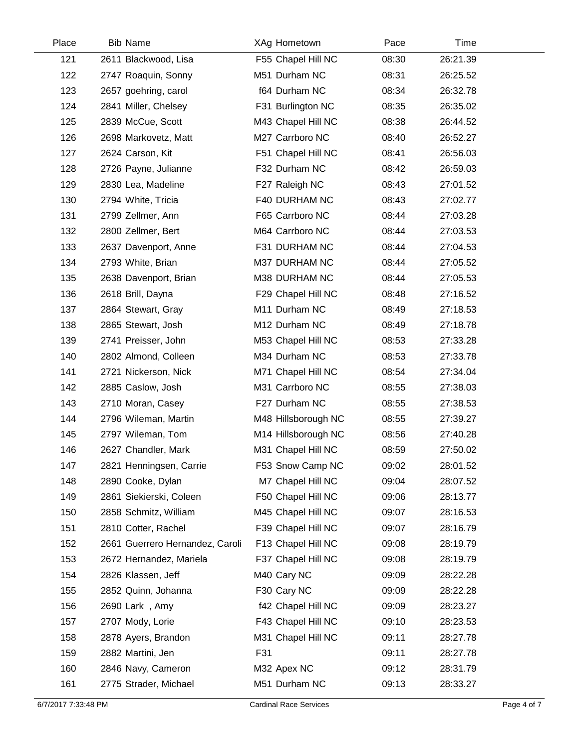| Place | Bib | Name | XAg | Hometown | Pace | Time |
|---|---|---|---|---|---|---|
| 121 | 2611 | Blackwood, Lisa | F55 | Chapel Hill NC | 08:30 | 26:21.39 |
| 122 | 2747 | Roaquin, Sonny | M51 | Durham NC | 08:31 | 26:25.52 |
| 123 | 2657 | goehring, carol | f64 | Durham NC | 08:34 | 26:32.78 |
| 124 | 2841 | Miller, Chelsey | F31 | Burlington NC | 08:35 | 26:35.02 |
| 125 | 2839 | McCue, Scott | M43 | Chapel Hill NC | 08:38 | 26:44.52 |
| 126 | 2698 | Markovetz, Matt | M27 | Carrboro NC | 08:40 | 26:52.27 |
| 127 | 2624 | Carson, Kit | F51 | Chapel Hill NC | 08:41 | 26:56.03 |
| 128 | 2726 | Payne, Julianne | F32 | Durham NC | 08:42 | 26:59.03 |
| 129 | 2830 | Lea, Madeline | F27 | Raleigh NC | 08:43 | 27:01.52 |
| 130 | 2794 | White, Tricia | F40 | DURHAM NC | 08:43 | 27:02.77 |
| 131 | 2799 | Zellmer, Ann | F65 | Carrboro NC | 08:44 | 27:03.28 |
| 132 | 2800 | Zellmer, Bert | M64 | Carrboro NC | 08:44 | 27:03.53 |
| 133 | 2637 | Davenport, Anne | F31 | DURHAM NC | 08:44 | 27:04.53 |
| 134 | 2793 | White, Brian | M37 | DURHAM NC | 08:44 | 27:05.52 |
| 135 | 2638 | Davenport, Brian | M38 | DURHAM NC | 08:44 | 27:05.53 |
| 136 | 2618 | Brill, Dayna | F29 | Chapel Hill NC | 08:48 | 27:16.52 |
| 137 | 2864 | Stewart, Gray | M11 | Durham NC | 08:49 | 27:18.53 |
| 138 | 2865 | Stewart, Josh | M12 | Durham NC | 08:49 | 27:18.78 |
| 139 | 2741 | Preisser, John | M53 | Chapel Hill NC | 08:53 | 27:33.28 |
| 140 | 2802 | Almond, Colleen | M34 | Durham NC | 08:53 | 27:33.78 |
| 141 | 2721 | Nickerson, Nick | M71 | Chapel Hill NC | 08:54 | 27:34.04 |
| 142 | 2885 | Caslow, Josh | M31 | Carrboro NC | 08:55 | 27:38.03 |
| 143 | 2710 | Moran, Casey | F27 | Durham NC | 08:55 | 27:38.53 |
| 144 | 2796 | Wileman, Martin | M48 | Hillsborough NC | 08:55 | 27:39.27 |
| 145 | 2797 | Wileman, Tom | M14 | Hillsborough NC | 08:56 | 27:40.28 |
| 146 | 2627 | Chandler, Mark | M31 | Chapel Hill NC | 08:59 | 27:50.02 |
| 147 | 2821 | Henningsen, Carrie | F53 | Snow Camp NC | 09:02 | 28:01.52 |
| 148 | 2890 | Cooke, Dylan | M7 | Chapel Hill NC | 09:04 | 28:07.52 |
| 149 | 2861 | Siekierski, Coleen | F50 | Chapel Hill NC | 09:06 | 28:13.77 |
| 150 | 2858 | Schmitz, William | M45 | Chapel Hill NC | 09:07 | 28:16.53 |
| 151 | 2810 | Cotter, Rachel | F39 | Chapel Hill NC | 09:07 | 28:16.79 |
| 152 | 2661 | Guerrero Hernandez, Caroli | F13 | Chapel Hill NC | 09:08 | 28:19.79 |
| 153 | 2672 | Hernandez, Mariela | F37 | Chapel Hill NC | 09:08 | 28:19.79 |
| 154 | 2826 | Klassen, Jeff | M40 | Cary NC | 09:09 | 28:22.28 |
| 155 | 2852 | Quinn, Johanna | F30 | Cary NC | 09:09 | 28:22.28 |
| 156 | 2690 | Lark , Amy | f42 | Chapel Hill NC | 09:09 | 28:23.27 |
| 157 | 2707 | Mody, Lorie | F43 | Chapel Hill NC | 09:10 | 28:23.53 |
| 158 | 2878 | Ayers, Brandon | M31 | Chapel Hill NC | 09:11 | 28:27.78 |
| 159 | 2882 | Martini, Jen | F31 | | 09:11 | 28:27.78 |
| 160 | 2846 | Navy, Cameron | M32 | Apex NC | 09:12 | 28:31.79 |
| 161 | 2775 | Strader, Michael | M51 | Durham NC | 09:13 | 28:33.27 |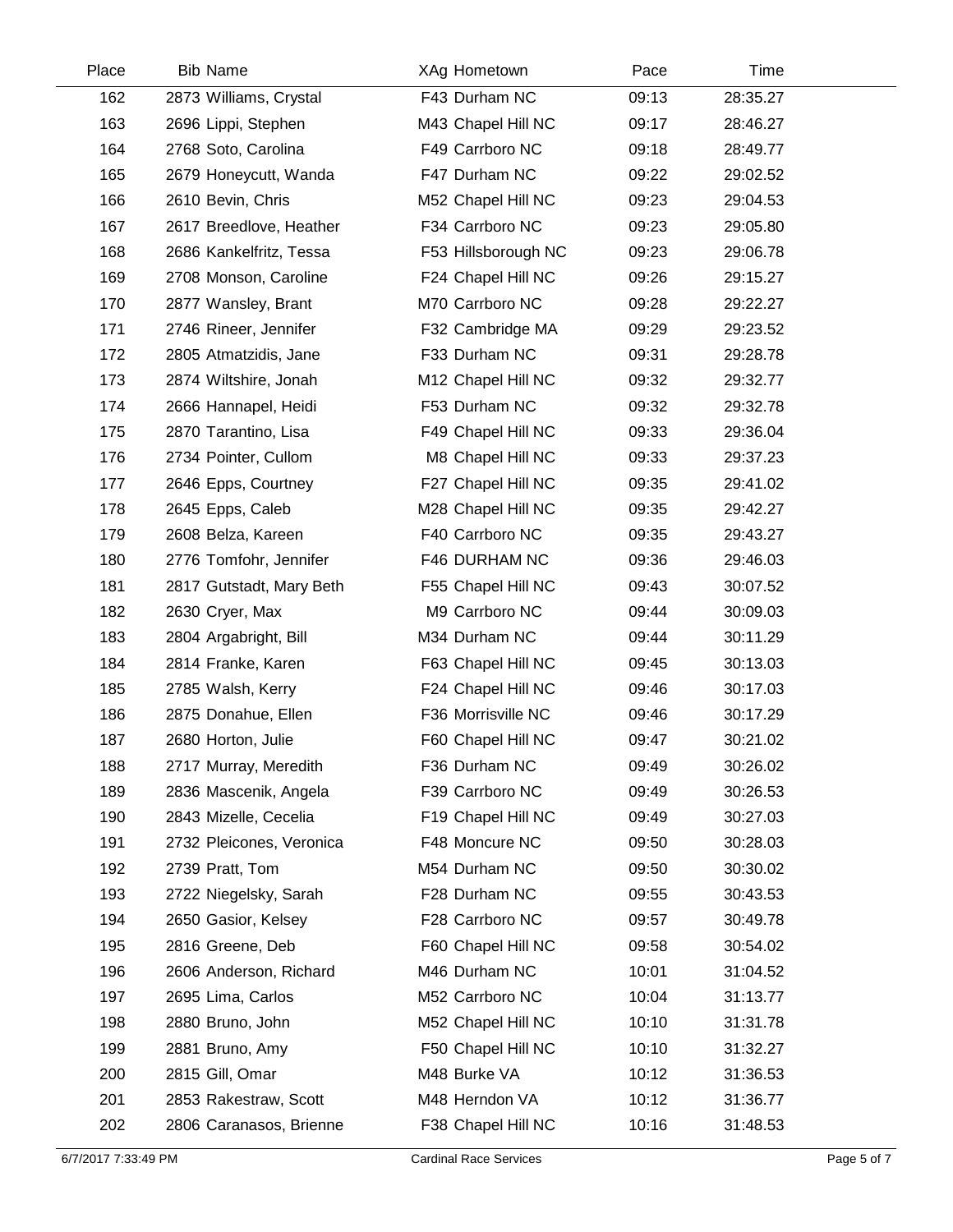| Place | Bib | Name | XAg | Hometown | Pace | Time |
|---|---|---|---|---|---|---|
| 162 | 2873 | Williams, Crystal | F43 | Durham NC | 09:13 | 28:35.27 |
| 163 | 2696 | Lippi, Stephen | M43 | Chapel Hill NC | 09:17 | 28:46.27 |
| 164 | 2768 | Soto, Carolina | F49 | Carrboro NC | 09:18 | 28:49.77 |
| 165 | 2679 | Honeycutt, Wanda | F47 | Durham NC | 09:22 | 29:02.52 |
| 166 | 2610 | Bevin, Chris | M52 | Chapel Hill NC | 09:23 | 29:04.53 |
| 167 | 2617 | Breedlove, Heather | F34 | Carrboro NC | 09:23 | 29:05.80 |
| 168 | 2686 | Kankelfritz, Tessa | F53 | Hillsborough NC | 09:23 | 29:06.78 |
| 169 | 2708 | Monson, Caroline | F24 | Chapel Hill NC | 09:26 | 29:15.27 |
| 170 | 2877 | Wansley, Brant | M70 | Carrboro NC | 09:28 | 29:22.27 |
| 171 | 2746 | Rineer, Jennifer | F32 | Cambridge MA | 09:29 | 29:23.52 |
| 172 | 2805 | Atmatzidis, Jane | F33 | Durham NC | 09:31 | 29:28.78 |
| 173 | 2874 | Wiltshire, Jonah | M12 | Chapel Hill NC | 09:32 | 29:32.77 |
| 174 | 2666 | Hannapel, Heidi | F53 | Durham NC | 09:32 | 29:32.78 |
| 175 | 2870 | Tarantino, Lisa | F49 | Chapel Hill NC | 09:33 | 29:36.04 |
| 176 | 2734 | Pointer, Cullom | M8 | Chapel Hill NC | 09:33 | 29:37.23 |
| 177 | 2646 | Epps, Courtney | F27 | Chapel Hill NC | 09:35 | 29:41.02 |
| 178 | 2645 | Epps, Caleb | M28 | Chapel Hill NC | 09:35 | 29:42.27 |
| 179 | 2608 | Belza, Kareen | F40 | Carrboro NC | 09:35 | 29:43.27 |
| 180 | 2776 | Tomfohr, Jennifer | F46 | DURHAM NC | 09:36 | 29:46.03 |
| 181 | 2817 | Gutstadt, Mary Beth | F55 | Chapel Hill NC | 09:43 | 30:07.52 |
| 182 | 2630 | Cryer, Max | M9 | Carrboro NC | 09:44 | 30:09.03 |
| 183 | 2804 | Argabright, Bill | M34 | Durham NC | 09:44 | 30:11.29 |
| 184 | 2814 | Franke, Karen | F63 | Chapel Hill NC | 09:45 | 30:13.03 |
| 185 | 2785 | Walsh, Kerry | F24 | Chapel Hill NC | 09:46 | 30:17.03 |
| 186 | 2875 | Donahue, Ellen | F36 | Morrisville NC | 09:46 | 30:17.29 |
| 187 | 2680 | Horton, Julie | F60 | Chapel Hill NC | 09:47 | 30:21.02 |
| 188 | 2717 | Murray, Meredith | F36 | Durham NC | 09:49 | 30:26.02 |
| 189 | 2836 | Mascenik, Angela | F39 | Carrboro NC | 09:49 | 30:26.53 |
| 190 | 2843 | Mizelle, Cecelia | F19 | Chapel Hill NC | 09:49 | 30:27.03 |
| 191 | 2732 | Pleicones, Veronica | F48 | Moncure NC | 09:50 | 30:28.03 |
| 192 | 2739 | Pratt, Tom | M54 | Durham NC | 09:50 | 30:30.02 |
| 193 | 2722 | Niegelsky, Sarah | F28 | Durham NC | 09:55 | 30:43.53 |
| 194 | 2650 | Gasior, Kelsey | F28 | Carrboro NC | 09:57 | 30:49.78 |
| 195 | 2816 | Greene, Deb | F60 | Chapel Hill NC | 09:58 | 30:54.02 |
| 196 | 2606 | Anderson, Richard | M46 | Durham NC | 10:01 | 31:04.52 |
| 197 | 2695 | Lima, Carlos | M52 | Carrboro NC | 10:04 | 31:13.77 |
| 198 | 2880 | Bruno, John | M52 | Chapel Hill NC | 10:10 | 31:31.78 |
| 199 | 2881 | Bruno, Amy | F50 | Chapel Hill NC | 10:10 | 31:32.27 |
| 200 | 2815 | Gill, Omar | M48 | Burke VA | 10:12 | 31:36.53 |
| 201 | 2853 | Rakestraw, Scott | M48 | Herndon VA | 10:12 | 31:36.77 |
| 202 | 2806 | Caranasos, Brienne | F38 | Chapel Hill NC | 10:16 | 31:48.53 |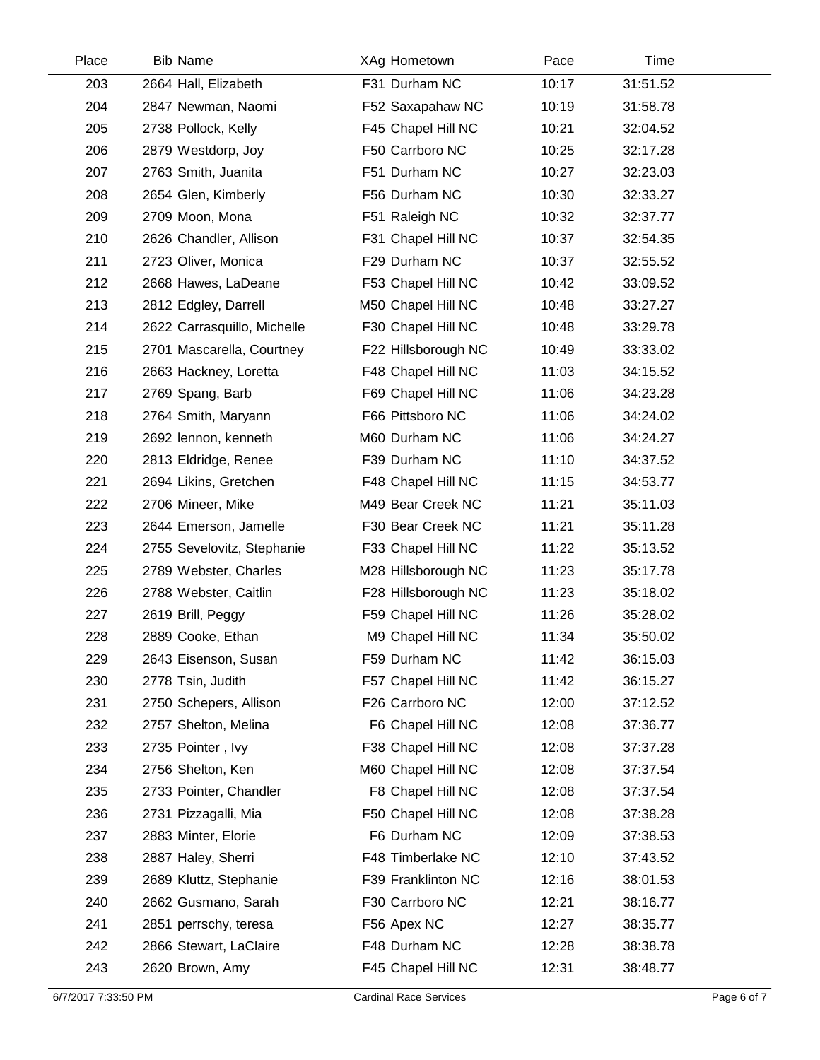| Place | Bib | Name | XAg | Hometown | Pace | Time |
|---|---|---|---|---|---|---|
| 203 | 2664 | Hall, Elizabeth | F31 | Durham NC | 10:17 | 31:51.52 |
| 204 | 2847 | Newman, Naomi | F52 | Saxapahaw NC | 10:19 | 31:58.78 |
| 205 | 2738 | Pollock, Kelly | F45 | Chapel Hill NC | 10:21 | 32:04.52 |
| 206 | 2879 | Westdorp, Joy | F50 | Carrboro NC | 10:25 | 32:17.28 |
| 207 | 2763 | Smith, Juanita | F51 | Durham NC | 10:27 | 32:23.03 |
| 208 | 2654 | Glen, Kimberly | F56 | Durham NC | 10:30 | 32:33.27 |
| 209 | 2709 | Moon, Mona | F51 | Raleigh NC | 10:32 | 32:37.77 |
| 210 | 2626 | Chandler, Allison | F31 | Chapel Hill NC | 10:37 | 32:54.35 |
| 211 | 2723 | Oliver, Monica | F29 | Durham NC | 10:37 | 32:55.52 |
| 212 | 2668 | Hawes, LaDeane | F53 | Chapel Hill NC | 10:42 | 33:09.52 |
| 213 | 2812 | Edgley, Darrell | M50 | Chapel Hill NC | 10:48 | 33:27.27 |
| 214 | 2622 | Carrasquillo, Michelle | F30 | Chapel Hill NC | 10:48 | 33:29.78 |
| 215 | 2701 | Mascarella, Courtney | F22 | Hillsborough NC | 10:49 | 33:33.02 |
| 216 | 2663 | Hackney, Loretta | F48 | Chapel Hill NC | 11:03 | 34:15.52 |
| 217 | 2769 | Spang, Barb | F69 | Chapel Hill NC | 11:06 | 34:23.28 |
| 218 | 2764 | Smith, Maryann | F66 | Pittsboro NC | 11:06 | 34:24.02 |
| 219 | 2692 | lennon, kenneth | M60 | Durham NC | 11:06 | 34:24.27 |
| 220 | 2813 | Eldridge, Renee | F39 | Durham NC | 11:10 | 34:37.52 |
| 221 | 2694 | Likins, Gretchen | F48 | Chapel Hill NC | 11:15 | 34:53.77 |
| 222 | 2706 | Mineer, Mike | M49 | Bear Creek NC | 11:21 | 35:11.03 |
| 223 | 2644 | Emerson, Jamelle | F30 | Bear Creek NC | 11:21 | 35:11.28 |
| 224 | 2755 | Sevelovitz, Stephanie | F33 | Chapel Hill NC | 11:22 | 35:13.52 |
| 225 | 2789 | Webster, Charles | M28 | Hillsborough NC | 11:23 | 35:17.78 |
| 226 | 2788 | Webster, Caitlin | F28 | Hillsborough NC | 11:23 | 35:18.02 |
| 227 | 2619 | Brill, Peggy | F59 | Chapel Hill NC | 11:26 | 35:28.02 |
| 228 | 2889 | Cooke, Ethan | M9 | Chapel Hill NC | 11:34 | 35:50.02 |
| 229 | 2643 | Eisenson, Susan | F59 | Durham NC | 11:42 | 36:15.03 |
| 230 | 2778 | Tsin, Judith | F57 | Chapel Hill NC | 11:42 | 36:15.27 |
| 231 | 2750 | Schepers, Allison | F26 | Carrboro NC | 12:00 | 37:12.52 |
| 232 | 2757 | Shelton, Melina | F6 | Chapel Hill NC | 12:08 | 37:36.77 |
| 233 | 2735 | Pointer , Ivy | F38 | Chapel Hill NC | 12:08 | 37:37.28 |
| 234 | 2756 | Shelton, Ken | M60 | Chapel Hill NC | 12:08 | 37:37.54 |
| 235 | 2733 | Pointer, Chandler | F8 | Chapel Hill NC | 12:08 | 37:37.54 |
| 236 | 2731 | Pizzagalli, Mia | F50 | Chapel Hill NC | 12:08 | 37:38.28 |
| 237 | 2883 | Minter, Elorie | F6 | Durham NC | 12:09 | 37:38.53 |
| 238 | 2887 | Haley, Sherri | F48 | Timberlake NC | 12:10 | 37:43.52 |
| 239 | 2689 | Kluttz, Stephanie | F39 | Franklinton NC | 12:16 | 38:01.53 |
| 240 | 2662 | Gusmano, Sarah | F30 | Carrboro NC | 12:21 | 38:16.77 |
| 241 | 2851 | perrschy, teresa | F56 | Apex NC | 12:27 | 38:35.77 |
| 242 | 2866 | Stewart, LaClaire | F48 | Durham NC | 12:28 | 38:38.78 |
| 243 | 2620 | Brown, Amy | F45 | Chapel Hill NC | 12:31 | 38:48.77 |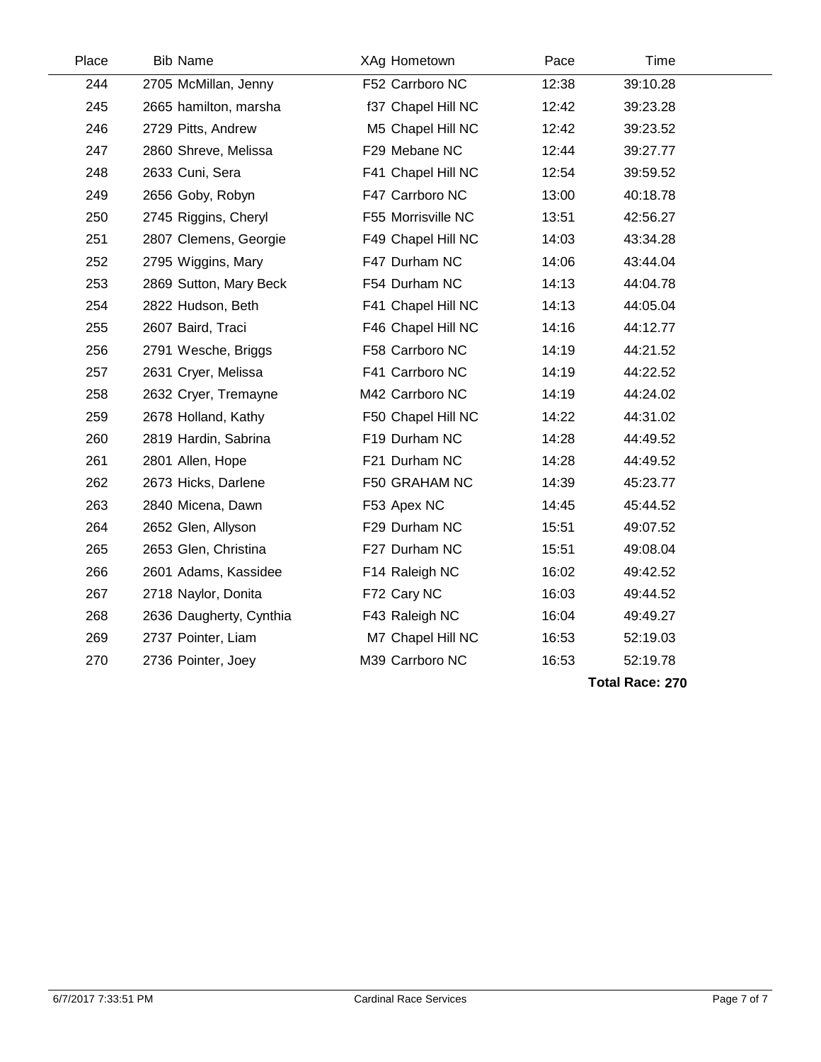| Place | Bib | Name | XAg | Hometown | Pace | Time |
|---|---|---|---|---|---|---|
| 244 | 2705 | McMillan, Jenny | F52 | Carrboro NC | 12:38 | 39:10.28 |
| 245 | 2665 | hamilton, marsha | f37 | Chapel Hill NC | 12:42 | 39:23.28 |
| 246 | 2729 | Pitts, Andrew | M5 | Chapel Hill NC | 12:42 | 39:23.52 |
| 247 | 2860 | Shreve, Melissa | F29 | Mebane NC | 12:44 | 39:27.77 |
| 248 | 2633 | Cuni, Sera | F41 | Chapel Hill NC | 12:54 | 39:59.52 |
| 249 | 2656 | Goby, Robyn | F47 | Carrboro NC | 13:00 | 40:18.78 |
| 250 | 2745 | Riggins, Cheryl | F55 | Morrisville NC | 13:51 | 42:56.27 |
| 251 | 2807 | Clemens, Georgie | F49 | Chapel Hill NC | 14:03 | 43:34.28 |
| 252 | 2795 | Wiggins, Mary | F47 | Durham NC | 14:06 | 43:44.04 |
| 253 | 2869 | Sutton, Mary Beck | F54 | Durham NC | 14:13 | 44:04.78 |
| 254 | 2822 | Hudson, Beth | F41 | Chapel Hill NC | 14:13 | 44:05.04 |
| 255 | 2607 | Baird, Traci | F46 | Chapel Hill NC | 14:16 | 44:12.77 |
| 256 | 2791 | Wesche, Briggs | F58 | Carrboro NC | 14:19 | 44:21.52 |
| 257 | 2631 | Cryer, Melissa | F41 | Carrboro NC | 14:19 | 44:22.52 |
| 258 | 2632 | Cryer, Tremayne | M42 | Carrboro NC | 14:19 | 44:24.02 |
| 259 | 2678 | Holland, Kathy | F50 | Chapel Hill NC | 14:22 | 44:31.02 |
| 260 | 2819 | Hardin, Sabrina | F19 | Durham NC | 14:28 | 44:49.52 |
| 261 | 2801 | Allen, Hope | F21 | Durham NC | 14:28 | 44:49.52 |
| 262 | 2673 | Hicks, Darlene | F50 | GRAHAM NC | 14:39 | 45:23.77 |
| 263 | 2840 | Micena, Dawn | F53 | Apex NC | 14:45 | 45:44.52 |
| 264 | 2652 | Glen, Allyson | F29 | Durham NC | 15:51 | 49:07.52 |
| 265 | 2653 | Glen, Christina | F27 | Durham NC | 15:51 | 49:08.04 |
| 266 | 2601 | Adams, Kassidee | F14 | Raleigh NC | 16:02 | 49:42.52 |
| 267 | 2718 | Naylor, Donita | F72 | Cary NC | 16:03 | 49:44.52 |
| 268 | 2636 | Daugherty, Cynthia | F43 | Raleigh NC | 16:04 | 49:49.27 |
| 269 | 2737 | Pointer, Liam | M7 | Chapel Hill NC | 16:53 | 52:19.03 |
| 270 | 2736 | Pointer, Joey | M39 | Carrboro NC | 16:53 | 52:19.78 |

**Total Race: 270**